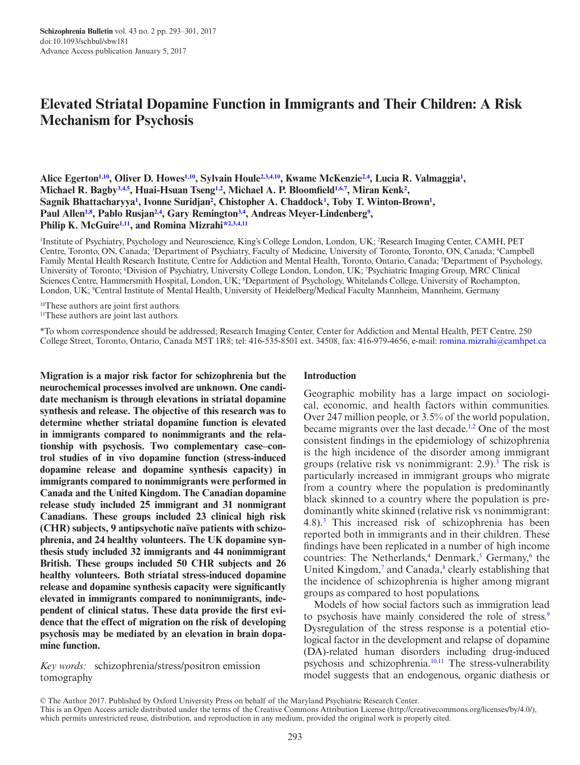# Elevated Striatal Dopamine Function in Immigrants and Their Children: A Risk Mechanism for Psychosis

**Alice Egerton[1,10], Oliver D. Howes[1,10], Sylvain Houle[2,3,4,10], Kwame McKenzie[2,4], Lucia R. Valmaggia[1], Michael R. Bagby[3,4,5], Huai-Hsuan Tseng[1,2], Michael A. P. Bloomfield[1,6,7], Miran Kenk[2], Sagnik Bhattacharyya[1], Ivonne Suridjan[2], Chistopher A. Chaddock[1], Toby T. Winton-Brown[1], Paul Allen[1,8], Pablo Rusjan[2,4], Gary Remington[3,4], Andreas Meyer-Lindenberg[9], Philip K. McGuire[1,11], and Romina Mizrahi*[2,3,4,11]**

[1]Institute of Psychiatry, Psychology and Neuroscience, King's College London, London, UK; [2]Research Imaging Center, CAMH, PET Centre, Toronto, ON, Canada; [3]Department of Psychiatry, Faculty of Medicine, University of Toronto, Toronto, ON, Canada; [4]Campbell Family Mental Health Research Institute, Centre for Addiction and Mental Health, Toronto, Ontario, Canada; [5]Department of Psychology, University of Toronto; [6]Division of Psychiatry, University College London, London, UK; [7]Psychiatric Imaging Group, MRC Clinical Sciences Centre, Hammersmith Hospital, London, UK; [8]Department of Psychology, Whitelands College, University of Roehampton, London, UK; [9]Central Institute of Mental Health, University of Heidelberg/Medical Faculty Mannheim, Mannheim, Germany

[10]These authors are joint first authors.
[11]These authors are joint last authors.

*To whom correspondence should be addressed; Research Imaging Center, Center for Addiction and Mental Health, PET Centre, 250 College Street, Toronto, Ontario, Canada M5T 1R8; tel: 416-535-8501 ext. 34508, fax: 416-979-4656, e-mail: romina.mizrahi@camhpet.ca

**Migration is a major risk factor for schizophrenia but the neurochemical processes involved are unknown. One candidate mechanism is through elevations in striatal dopamine synthesis and release. The objective of this research was to determine whether striatal dopamine function is elevated in immigrants compared to nonimmigrants and the relationship with psychosis. Two complementary case–control studies of in vivo dopamine function (stress-induced dopamine release and dopamine synthesis capacity) in immigrants compared to nonimmigrants were performed in Canada and the United Kingdom. The Canadian dopamine release study included 25 immigrant and 31 nonmigrant Canadians. These groups included 23 clinical high risk (CHR) subjects, 9 antipsychotic naïve patients with schizophrenia, and 24 healthy volunteers. The UK dopamine synthesis study included 32 immigrants and 44 nonimmigrant British. These groups included 50 CHR subjects and 26 healthy volunteers. Both striatal stress-induced dopamine release and dopamine synthesis capacity were significantly elevated in immigrants compared to nonimmigrants, independent of clinical status. These data provide the first evidence that the effect of migration on the risk of developing psychosis may be mediated by an elevation in brain dopamine function.**

*Key words:* schizophrenia/stress/positron emission tomography

## Introduction

Geographic mobility has a large impact on sociological, economic, and health factors within communities. Over 247 million people, or 3.5% of the world population, became migrants over the last decade.[1,2] One of the most consistent findings in the epidemiology of schizophrenia is the high incidence of the disorder among immigrant groups (relative risk vs nonimmigrant: 2.9).[3] The risk is particularly increased in immigrant groups who migrate from a country where the population is predominantly black skinned to a country where the population is predominantly white skinned (relative risk vs nonimmigrant: 4.8).[3] This increased risk of schizophrenia has been reported both in immigrants and in their children. These findings have been replicated in a number of high income countries: The Netherlands,[4] Denmark,[5] Germany,[6] the United Kingdom,[7] and Canada,[8] clearly establishing that the incidence of schizophrenia is higher among migrant groups as compared to host populations.

Models of how social factors such as immigration lead to psychosis have mainly considered the role of stress.[9] Dysregulation of the stress response is a potential etiological factor in the development and relapse of dopamine (DA)-related human disorders including drug-induced psychosis and schizophrenia.[10,11] The stress-vulnerability model suggests that an endogenous, organic diathesis or

© The Author 2017. Published by Oxford University Press on behalf of the Maryland Psychiatric Research Center.
This is an Open Access article distributed under the terms of the Creative Commons Attribution License (http://creativecommons.org/licenses/by/4.0/), which permits unrestricted reuse, distribution, and reproduction in any medium, provided the original work is properly cited.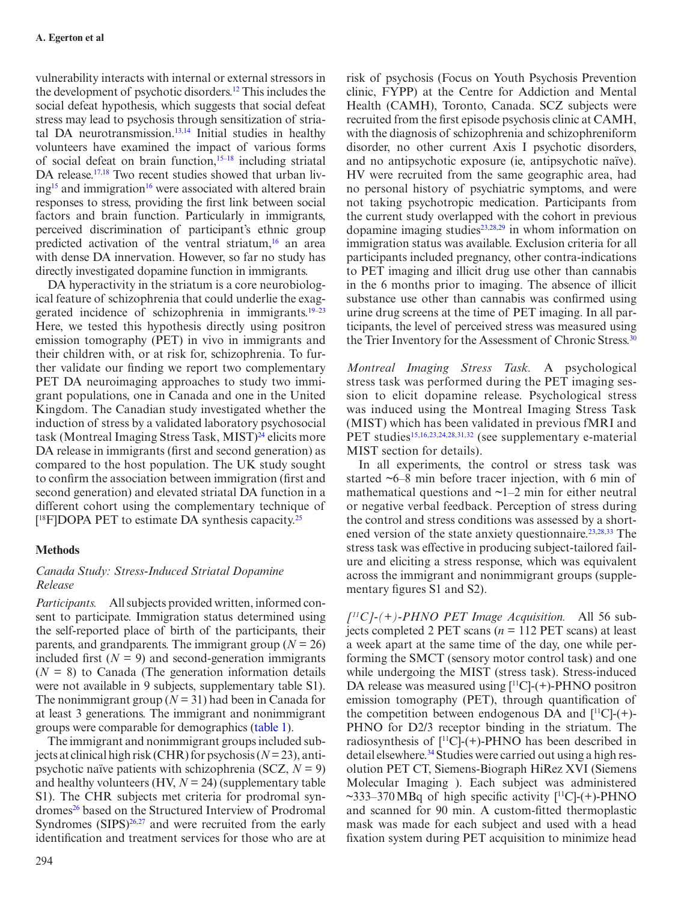vulnerability interacts with internal or external stressors in the development of psychotic disorders.[12] This includes the social defeat hypothesis, which suggests that social defeat stress may lead to psychosis through sensitization of striatal DA neurotransmission.[13,14] Initial studies in healthy volunteers have examined the impact of various forms of social defeat on brain function,[15–18] including striatal DA release.[17,18] Two recent studies showed that urban living[15] and immigration[16] were associated with altered brain responses to stress, providing the first link between social factors and brain function. Particularly in immigrants, perceived discrimination of participant's ethnic group predicted activation of the ventral striatum,[16] an area with dense DA innervation. However, so far no study has directly investigated dopamine function in immigrants.

DA hyperactivity in the striatum is a core neurobiological feature of schizophrenia that could underlie the exaggerated incidence of schizophrenia in immigrants.[19–23] Here, we tested this hypothesis directly using positron emission tomography (PET) in vivo in immigrants and their children with, or at risk for, schizophrenia. To further validate our finding we report two complementary PET DA neuroimaging approaches to study two immigrant populations, one in Canada and one in the United Kingdom. The Canadian study investigated whether the induction of stress by a validated laboratory psychosocial task (Montreal Imaging Stress Task, MIST)[24] elicits more DA release in immigrants (first and second generation) as compared to the host population. The UK study sought to confirm the association between immigration (first and second generation) and elevated striatal DA function in a different cohort using the complementary technique of [$^{18}$F]DOPA PET to estimate DA synthesis capacity.[25]

## Methods

### *Canada Study: Stress-Induced Striatal Dopamine Release*

*Participants.* All subjects provided written, informed consent to participate. Immigration status determined using the self-reported place of birth of the participants, their parents, and grandparents. The immigrant group ($N = 26$) included first ($N = 9$) and second-generation immigrants ($N = 8$) to Canada (The generation information details were not available in 9 subjects, supplementary table S1). The nonimmigrant group ($N = 31$) had been in Canada for at least 3 generations. The immigrant and nonimmigrant groups were comparable for demographics (table 1).

The immigrant and nonimmigrant groups included subjects at clinical high risk (CHR) for psychosis ($N = 23$), antipsychotic naïve patients with schizophrenia (SCZ, $N = 9$) and healthy volunteers (HV, $N = 24$) (supplementary table S1). The CHR subjects met criteria for prodromal syndromes[26] based on the Structured Interview of Prodromal Syndromes (SIPS)[26,27] and were recruited from the early identification and treatment services for those who are at risk of psychosis (Focus on Youth Psychosis Prevention clinic, FYPP) at the Centre for Addiction and Mental Health (CAMH), Toronto, Canada. SCZ subjects were recruited from the first episode psychosis clinic at CAMH, with the diagnosis of schizophrenia and schizophreniform disorder, no other current Axis I psychotic disorders, and no antipsychotic exposure (ie, antipsychotic naïve). HV were recruited from the same geographic area, had no personal history of psychiatric symptoms, and were not taking psychotropic medication. Participants from the current study overlapped with the cohort in previous dopamine imaging studies[23,28,29] in whom information on immigration status was available. Exclusion criteria for all participants included pregnancy, other contra-indications to PET imaging and illicit drug use other than cannabis in the 6 months prior to imaging. The absence of illicit substance use other than cannabis was confirmed using urine drug screens at the time of PET imaging. In all participants, the level of perceived stress was measured using the Trier Inventory for the Assessment of Chronic Stress.[30]

*Montreal Imaging Stress Task.* A psychological stress task was performed during the PET imaging session to elicit dopamine release. Psychological stress was induced using the Montreal Imaging Stress Task (MIST) which has been validated in previous fMRI and PET studies[15,16,23,24,28,31,32] (see supplementary e-material MIST section for details).

In all experiments, the control or stress task was started ~6–8 min before tracer injection, with 6 min of mathematical questions and ~1–2 min for either neutral or negative verbal feedback. Perception of stress during the control and stress conditions was assessed by a shortened version of the state anxiety questionnaire.[23,28,33] The stress task was effective in producing subject-tailored failure and eliciting a stress response, which was equivalent across the immigrant and nonimmigrant groups (supplementary figures S1 and S2).

*[$^{11}$C]-(+)-PHNO PET Image Acquisition.* All 56 subjects completed 2 PET scans ($n = 112$ PET scans) at least a week apart at the same time of the day, one while performing the SMCT (sensory motor control task) and one while undergoing the MIST (stress task). Stress-induced DA release was measured using [$^{11}$C]-(+)-PHNO positron emission tomography (PET), through quantification of the competition between endogenous DA and [$^{11}$C]-(+)-PHNO for D2/3 receptor binding in the striatum. The radiosynthesis of [$^{11}$C]-(+)-PHNO has been described in detail elsewhere.[34] Studies were carried out using a high resolution PET CT, Siemens-Biograph HiRez XVI (Siemens Molecular Imaging ). Each subject was administered ~333–370 MBq of high specific activity [$^{11}$C]-(+)-PHNO and scanned for 90 min. A custom-fitted thermoplastic mask was made for each subject and used with a head fixation system during PET acquisition to minimize head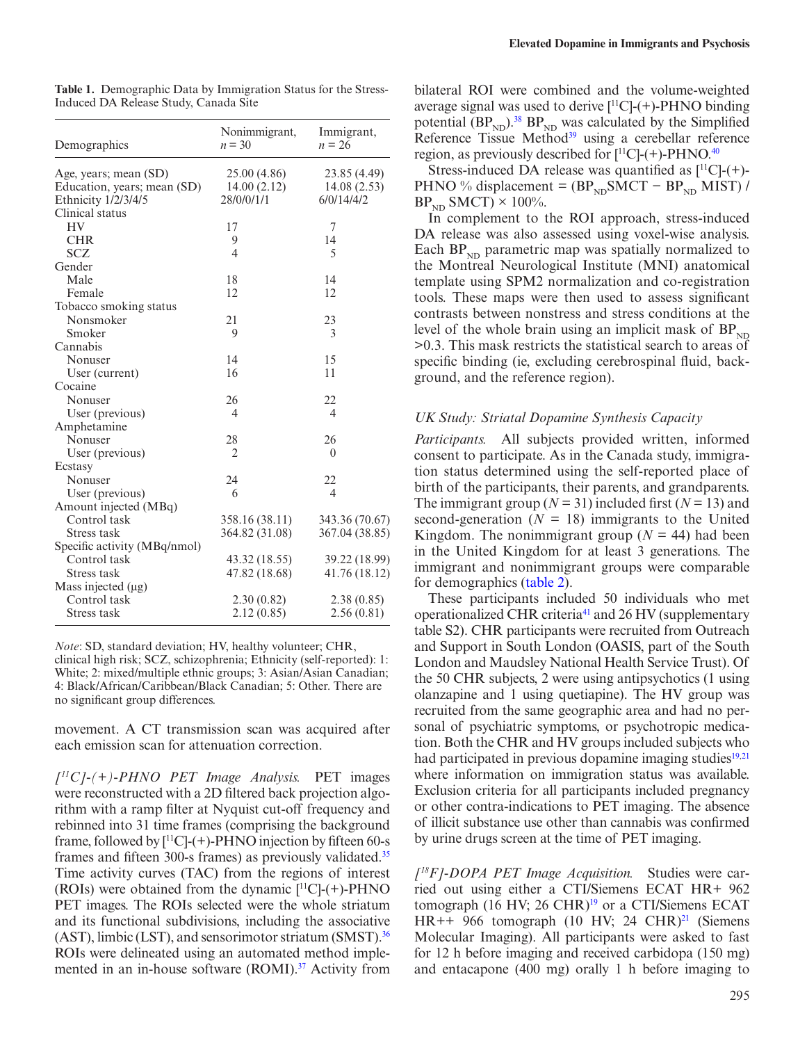**Table 1.** Demographic Data by Immigration Status for the Stress-Induced DA Release Study, Canada Site

| Demographics | Nonimmigrant, $n = 30$ | Immigrant, $n = 26$ |
|---|---|---|
| Age, years; mean (SD) | 25.00 (4.86) | 23.85 (4.49) |
| Education, years; mean (SD) | 14.00 (2.12) | 14.08 (2.53) |
| Ethnicity 1/2/3/4/5 | 28/0/0/1/1 | 6/0/14/4/2 |
| Clinical status | | |
| HV | 17 | 7 |
| CHR | 9 | 14 |
| SCZ | 4 | 5 |
| Gender | | |
| Male | 18 | 14 |
| Female | 12 | 12 |
| Tobacco smoking status | | |
| Nonsmoker | 21 | 23 |
| Smoker | 9 | 3 |
| Cannabis | | |
| Nonuser | 14 | 15 |
| User (current) | 16 | 11 |
| Cocaine | | |
| Nonuser | 26 | 22 |
| User (previous) | 4 | 4 |
| Amphetamine | | |
| Nonuser | 28 | 26 |
| User (previous) | 2 | 0 |
| Ecstasy | | |
| Nonuser | 24 | 22 |
| User (previous) | 6 | 4 |
| Amount injected (MBq) | | |
| Control task | 358.16 (38.11) | 343.36 (70.67) |
| Stress task | 364.82 (31.08) | 367.04 (38.85) |
| Specific activity (MBq/nmol) | | |
| Control task | 43.32 (18.55) | 39.22 (18.99) |
| Stress task | 47.82 (18.68) | 41.76 (18.12) |
| Mass injected (µg) | | |
| Control task | 2.30 (0.82) | 2.38 (0.85) |
| Stress task | 2.12 (0.85) | 2.56 (0.81) |

*Note*: SD, standard deviation; HV, healthy volunteer; CHR, clinical high risk; SCZ, schizophrenia; Ethnicity (self-reported): 1: White; 2: mixed/multiple ethnic groups; 3: Asian/Asian Canadian; 4: Black/African/Caribbean/Black Canadian; 5: Other. There are no significant group differences.

movement. A CT transmission scan was acquired after each emission scan for attenuation correction.

*[$^{11}$C]-(+)-PHNO PET Image Analysis.* PET images were reconstructed with a 2D filtered back projection algorithm with a ramp filter at Nyquist cut-off frequency and rebinned into 31 time frames (comprising the background frame, followed by [$^{11}$C]-(+)-PHNO injection by fifteen 60-s frames and fifteen 300-s frames) as previously validated.[35] Time activity curves (TAC) from the regions of interest (ROIs) were obtained from the dynamic [$^{11}$C]-(+)-PHNO PET images. The ROIs selected were the whole striatum and its functional subdivisions, including the associative (AST), limbic (LST), and sensorimotor striatum (SMST).[36] ROIs were delineated using an automated method implemented in an in-house software (ROMI).[37] Activity from bilateral ROI were combined and the volume-weighted average signal was used to derive [$^{11}$C]-(+)-PHNO binding potential ($BP_{ND}$).[38] $BP_{ND}$ was calculated by the Simplified Reference Tissue Method[39] using a cerebellar reference region, as previously described for [$^{11}$C]-(+)-PHNO.[40]

Stress-induced DA release was quantified as [$^{11}$C]-(+)-PHNO % displacement = ($BP_{ND}$SMCT − $BP_{ND}$ MIST) / $BP_{ND}$ SMCT) × 100%.

In complement to the ROI approach, stress-induced DA release was also assessed using voxel-wise analysis. Each $BP_{ND}$ parametric map was spatially normalized to the Montreal Neurological Institute (MNI) anatomical template using SPM2 normalization and co-registration tools. These maps were then used to assess significant contrasts between nonstress and stress conditions at the level of the whole brain using an implicit mask of $BP_{ND}$ >0.3. This mask restricts the statistical search to areas of specific binding (ie, excluding cerebrospinal fluid, background, and the reference region).

### *UK Study: Striatal Dopamine Synthesis Capacity*

*Participants.* All subjects provided written, informed consent to participate. As in the Canada study, immigration status determined using the self-reported place of birth of the participants, their parents, and grandparents. The immigrant group ($N = 31$) included first ($N = 13$) and second-generation ($N = 18$) immigrants to the United Kingdom. The nonimmigrant group ($N = 44$) had been in the United Kingdom for at least 3 generations. The immigrant and nonimmigrant groups were comparable for demographics (table 2).

These participants included 50 individuals who met operationalized CHR criteria[41] and 26 HV (supplementary table S2). CHR participants were recruited from Outreach and Support in South London (OASIS, part of the South London and Maudsley National Health Service Trust). Of the 50 CHR subjects, 2 were using antipsychotics (1 using olanzapine and 1 using quetiapine). The HV group was recruited from the same geographic area and had no personal of psychiatric symptoms, or psychotropic medication. Both the CHR and HV groups included subjects who had participated in previous dopamine imaging studies[19,21] where information on immigration status was available. Exclusion criteria for all participants included pregnancy or other contra-indications to PET imaging. The absence of illicit substance use other than cannabis was confirmed by urine drugs screen at the time of PET imaging.

*[$^{18}$F]-DOPA PET Image Acquisition.* Studies were carried out using either a CTI/Siemens ECAT HR+ 962 tomograph (16 HV; 26 CHR)[19] or a CTI/Siemens ECAT HR++ 966 tomograph (10 HV; 24 CHR)[21] (Siemens Molecular Imaging). All participants were asked to fast for 12 h before imaging and received carbidopa (150 mg) and entacapone (400 mg) orally 1 h before imaging to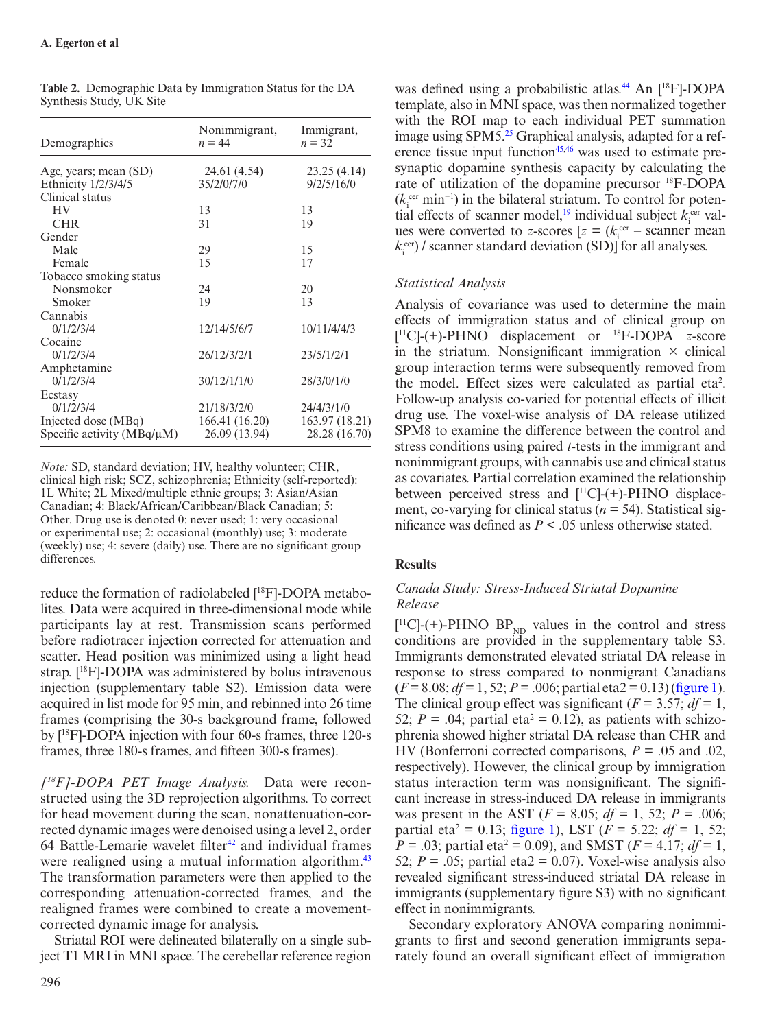**Table 2.** Demographic Data by Immigration Status for the DA Synthesis Study, UK Site

| Demographics | Nonimmigrant, $n = 44$ | Immigrant, $n = 32$ |
|---|---|---|
| Age, years; mean (SD) | 24.61 (4.54) | 23.25 (4.14) |
| Ethnicity 1/2/3/4/5 | 35/2/0/7/0 | 9/2/5/16/0 |
| Clinical status | | |
| HV | 13 | 13 |
| CHR | 31 | 19 |
| Gender | | |
| Male | 29 | 15 |
| Female | 15 | 17 |
| Tobacco smoking status | | |
| Nonsmoker | 24 | 20 |
| Smoker | 19 | 13 |
| Cannabis | | |
| 0/1/2/3/4 | 12/14/5/6/7 | 10/11/4/4/3 |
| Cocaine | | |
| 0/1/2/3/4 | 26/12/3/2/1 | 23/5/1/2/1 |
| Amphetamine | | |
| 0/1/2/3/4 | 30/12/1/1/0 | 28/3/0/1/0 |
| Ecstasy | | |
| 0/1/2/3/4 | 21/18/3/2/0 | 24/4/3/1/0 |
| Injected dose (MBq) | 166.41 (16.20) | 163.97 (18.21) |
| Specific activity (MBq/μM) | 26.09 (13.94) | 28.28 (16.70) |

*Note:* SD, standard deviation; HV, healthy volunteer; CHR, clinical high risk; SCZ, schizophrenia; Ethnicity (self-reported): 1L White; 2L Mixed/multiple ethnic groups; 3: Asian/Asian Canadian; 4: Black/African/Caribbean/Black Canadian; 5: Other. Drug use is denoted 0: never used; 1: very occasional or experimental use; 2: occasional (monthly) use; 3: moderate (weekly) use; 4: severe (daily) use. There are no significant group differences.

reduce the formation of radiolabeled [$^{18}$F]-DOPA metabolites. Data were acquired in three-dimensional mode while participants lay at rest. Transmission scans performed before radiotracer injection corrected for attenuation and scatter. Head position was minimized using a light head strap. [$^{18}$F]-DOPA was administered by bolus intravenous injection (supplementary table S2). Emission data were acquired in list mode for 95 min, and rebinned into 26 time frames (comprising the 30-s background frame, followed by [$^{18}$F]-DOPA injection with four 60-s frames, three 120-s frames, three 180-s frames, and fifteen 300-s frames).

*[$^{18}$F]-DOPA PET Image Analysis.* Data were reconstructed using the 3D reprojection algorithms. To correct for head movement during the scan, nonattenuation-corrected dynamic images were denoised using a level 2, order 64 Battle-Lemarie wavelet filter[42] and individual frames were realigned using a mutual information algorithm.[43] The transformation parameters were then applied to the corresponding attenuation-corrected frames, and the realigned frames were combined to create a movement-corrected dynamic image for analysis.

Striatal ROI were delineated bilaterally on a single subject T1 MRI in MNI space. The cerebellar reference region was defined using a probabilistic atlas.[44] An [$^{18}$F]-DOPA template, also in MNI space, was then normalized together with the ROI map to each individual PET summation image using SPM5.[25] Graphical analysis, adapted for a reference tissue input function[45,46] was used to estimate presynaptic dopamine synthesis capacity by calculating the rate of utilization of the dopamine precursor $^{18}$F-DOPA ($k_i^{cer}$ min$^{-1}$) in the bilateral striatum. To control for potential effects of scanner model,[19] individual subject $k_i^{cer}$ values were converted to $z$-scores [$z = (k_i^{cer}$ – scanner mean $k_i^{cer})$ / scanner standard deviation (SD)] for all analyses.

### Statistical Analysis

Analysis of covariance was used to determine the main effects of immigration status and of clinical group on [$^{11}$C]-(+)-PHNO displacement or $^{18}$F-DOPA $z$-score in the striatum. Nonsignificant immigration × clinical group interaction terms were subsequently removed from the model. Effect sizes were calculated as partial eta$^2$. Follow-up analysis co-varied for potential effects of illicit drug use. The voxel-wise analysis of DA release utilized SPM8 to examine the difference between the control and stress conditions using paired $t$-tests in the immigrant and nonimmigrant groups, with cannabis use and clinical status as covariates. Partial correlation examined the relationship between perceived stress and [$^{11}$C]-(+)-PHNO displacement, co-varying for clinical status ($n = 54$). Statistical significance was defined as $P < .05$ unless otherwise stated.

## Results

### Canada Study: Stress-Induced Striatal Dopamine Release

[$^{11}$C]-(+)-PHNO $BP_{ND}$ values in the control and stress conditions are provided in the supplementary table S3. Immigrants demonstrated elevated striatal DA release in response to stress compared to nonmigrant Canadians ($F = 8.08$; $df = 1, 52$; $P = .006$; partial eta2 = 0.13) (figure 1). The clinical group effect was significant ($F = 3.57$; $df = 1, 52$; $P = .04$; partial eta$^2$ = 0.12), as patients with schizophrenia showed higher striatal DA release than CHR and HV (Bonferroni corrected comparisons, $P = .05$ and .02, respectively). However, the clinical group by immigration status interaction term was nonsignificant. The significant increase in stress-induced DA release in immigrants was present in the AST ($F = 8.05$; $df = 1, 52$; $P = .006$; partial eta$^2$ = 0.13; figure 1), LST ($F = 5.22$; $df = 1, 52$; $P = .03$; partial eta$^2$ = 0.09), and SMST ($F = 4.17$; $df = 1, 52$; $P = .05$; partial eta2 = 0.07). Voxel-wise analysis also revealed significant stress-induced striatal DA release in immigrants (supplementary figure S3) with no significant effect in nonimmigrants.

Secondary exploratory ANOVA comparing nonimmigrants to first and second generation immigrants separately found an overall significant effect of immigration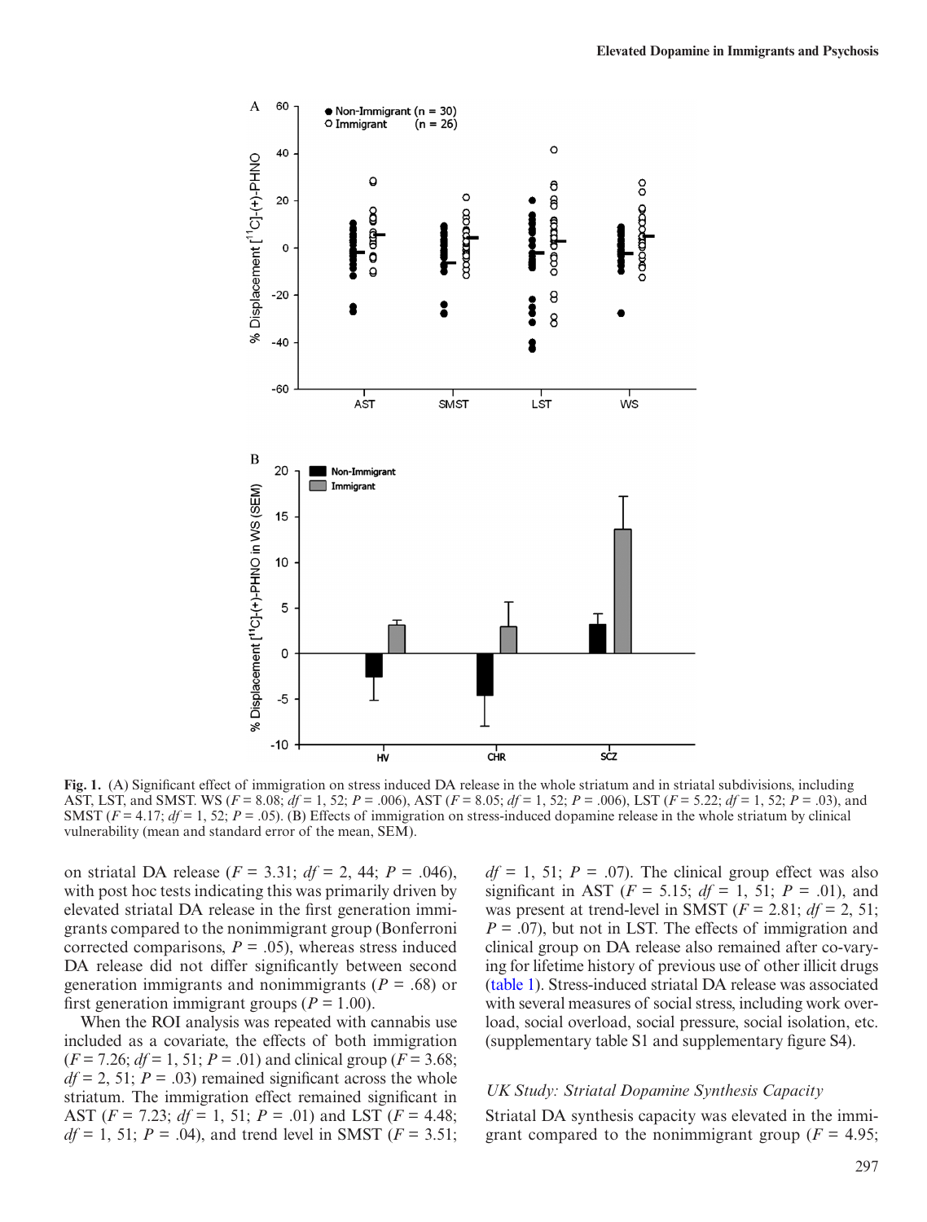**Fig. 1.** (A) Significant effect of immigration on stress induced DA release in the whole striatum and in striatal subdivisions, including AST, LST, and SMST. WS ($F$ = 8.08; $df$ = 1, 52; $P$ = .006), AST ($F$ = 8.05; $df$ = 1, 52; $P$ = .006), LST ($F$ = 5.22; $df$ = 1, 52; $P$ = .03), and SMST ($F$ = 4.17; $df$ = 1, 52; $P$ = .05). (B) Effects of immigration on stress-induced dopamine release in the whole striatum by clinical vulnerability (mean and standard error of the mean, SEM).

on striatal DA release ($F$ = 3.31; $df$ = 2, 44; $P$ = .046), with post hoc tests indicating this was primarily driven by elevated striatal DA release in the first generation immigrants compared to the nonimmigrant group (Bonferroni corrected comparisons, $P$ = .05), whereas stress induced DA release did not differ significantly between second generation immigrants and nonimmigrants ($P$ = .68) or first generation immigrant groups ($P$ = 1.00).

When the ROI analysis was repeated with cannabis use included as a covariate, the effects of both immigration ($F$ = 7.26; $df$ = 1, 51; $P$ = .01) and clinical group ($F$ = 3.68; $df$ = 2, 51; $P$ = .03) remained significant across the whole striatum. The immigration effect remained significant in AST ($F$ = 7.23; $df$ = 1, 51; $P$ = .01) and LST ($F$ = 4.48; $df$ = 1, 51; $P$ = .04), and trend level in SMST ($F$ = 3.51; $df$ = 1, 51; $P$ = .07). The clinical group effect was also significant in AST ($F$ = 5.15; $df$ = 1, 51; $P$ = .01), and was present at trend-level in SMST ($F$ = 2.81; $df$ = 2, 51; $P$ = .07), but not in LST. The effects of immigration and clinical group on DA release also remained after co-varying for lifetime history of previous use of other illicit drugs (table 1). Stress-induced striatal DA release was associated with several measures of social stress, including work overload, social overload, social pressure, social isolation, etc. (supplementary table S1 and supplementary figure S4).

### *UK Study: Striatal Dopamine Synthesis Capacity*

Striatal DA synthesis capacity was elevated in the immigrant compared to the nonimmigrant group ($F$ = 4.95;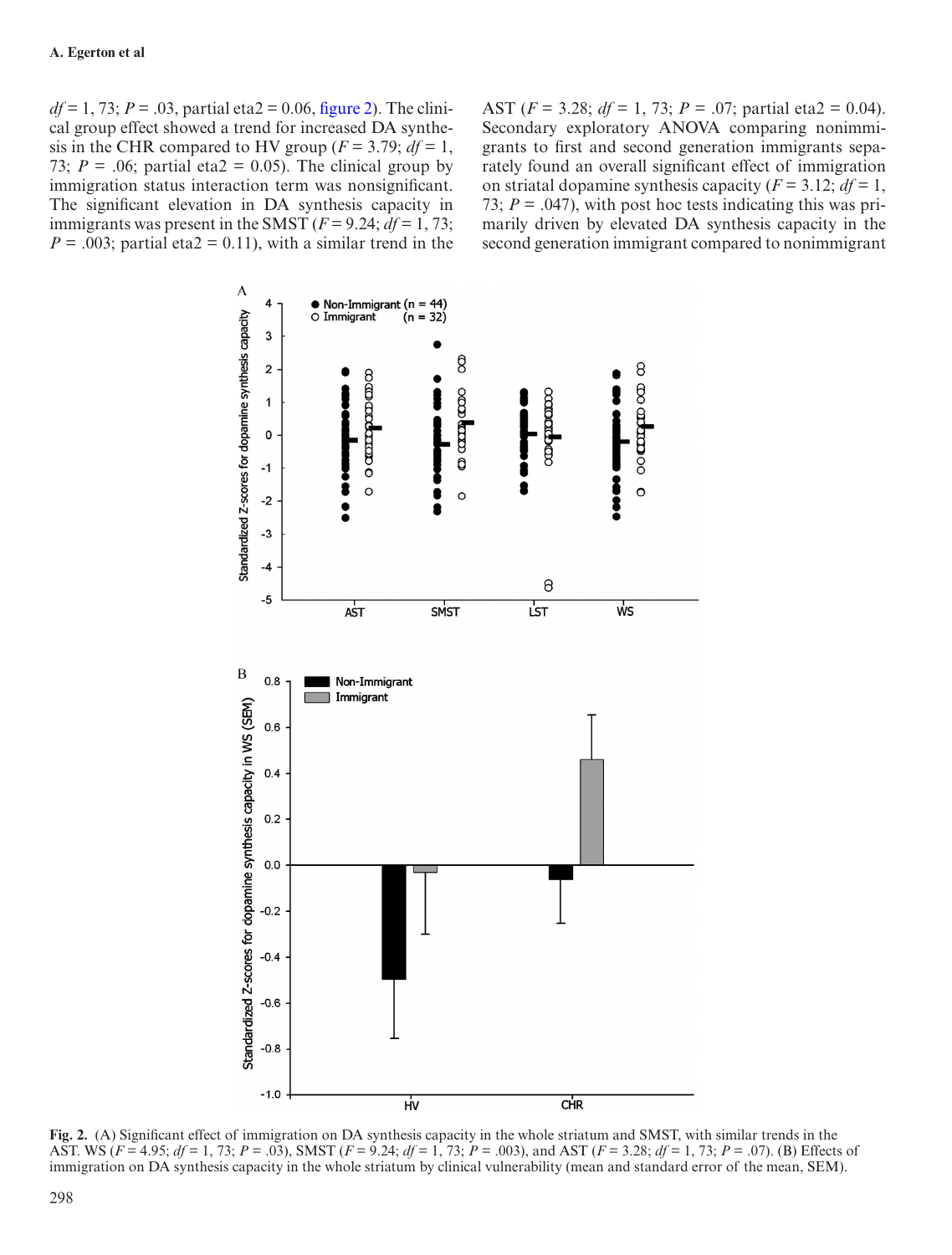$df = 1, 73$; $P = .03$, partial eta2 = 0.06, figure 2). The clinical group effect showed a trend for increased DA synthesis in the CHR compared to HV group ($F = 3.79$; $df = 1, 73$; $P = .06$; partial eta2 = 0.05). The clinical group by immigration status interaction term was nonsignificant. The significant elevation in DA synthesis capacity in immigrants was present in the SMST ($F = 9.24$; $df = 1, 73$; $P = .003$; partial eta2 = 0.11), with a similar trend in the AST ($F = 3.28$; $df = 1, 73$; $P = .07$; partial eta2 = 0.04). Secondary exploratory ANOVA comparing nonimmigrants to first and second generation immigrants separately found an overall significant effect of immigration on striatal dopamine synthesis capacity ($F = 3.12$; $df = 1, 73$; $P = .047$), with post hoc tests indicating this was primarily driven by elevated DA synthesis capacity in the second generation immigrant compared to nonimmigrant

**Fig. 2.** (A) Significant effect of immigration on DA synthesis capacity in the whole striatum and SMST, with similar trends in the AST. WS ($F = 4.95$; $df = 1, 73$; $P = .03$), SMST ($F = 9.24$; $df = 1, 73$; $P = .003$), and AST ($F = 3.28$; $df = 1, 73$; $P = .07$). (B) Effects of immigration on DA synthesis capacity in the whole striatum by clinical vulnerability (mean and standard error of the mean, SEM).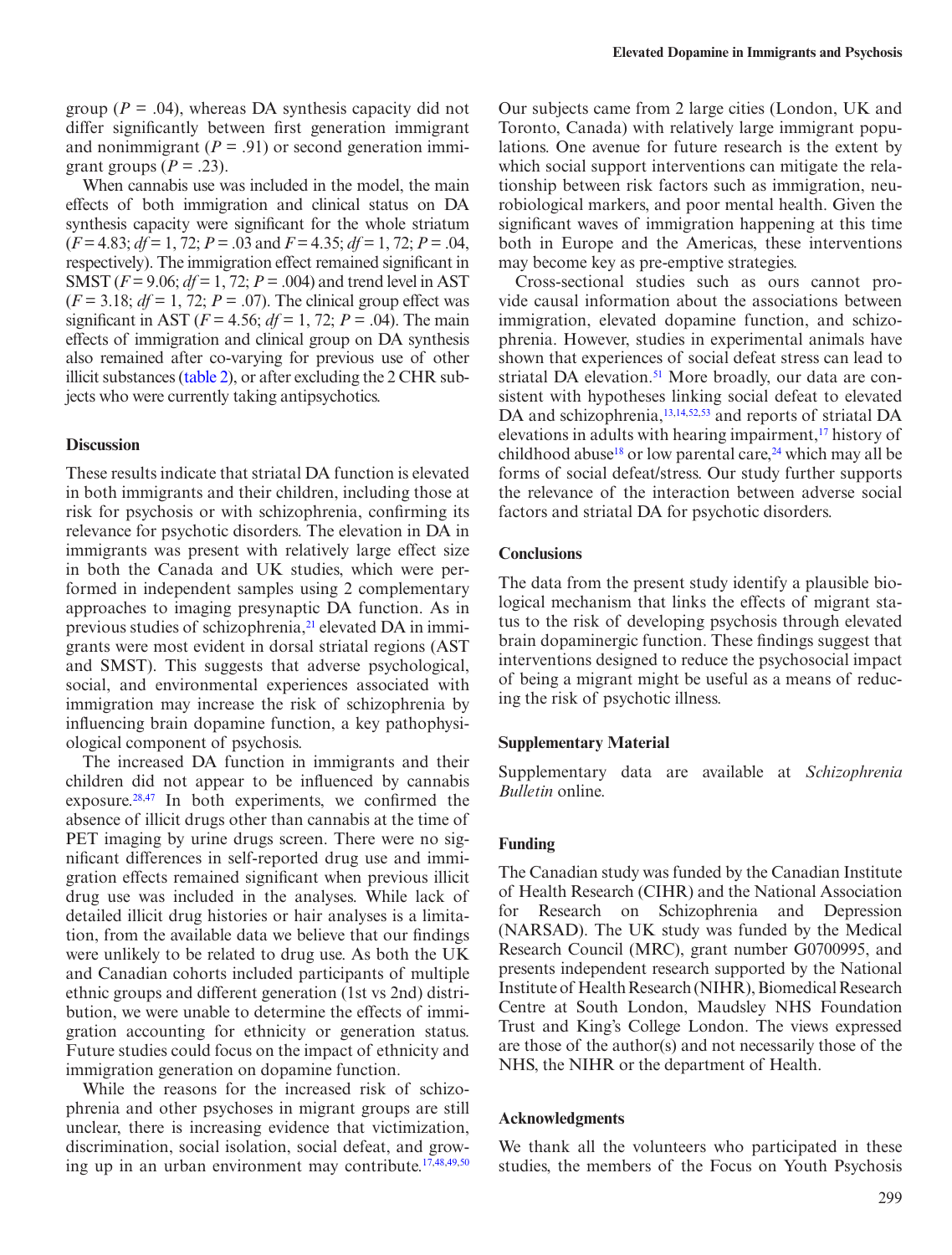group ($P$ = .04), whereas DA synthesis capacity did not differ significantly between first generation immigrant and nonimmigrant ($P$ = .91) or second generation immigrant groups ($P$ = .23).

When cannabis use was included in the model, the main effects of both immigration and clinical status on DA synthesis capacity were significant for the whole striatum ($F$ = 4.83; $df$ = 1, 72; $P$ = .03 and $F$ = 4.35; $df$ = 1, 72; $P$ = .04, respectively). The immigration effect remained significant in SMST ($F$ = 9.06; $df$ = 1, 72; $P$ = .004) and trend level in AST ($F$ = 3.18; $df$ = 1, 72; $P$ = .07). The clinical group effect was significant in AST ($F$ = 4.56; $df$ = 1, 72; $P$ = .04). The main effects of immigration and clinical group on DA synthesis also remained after co-varying for previous use of other illicit substances (table 2), or after excluding the 2 CHR subjects who were currently taking antipsychotics.

## Discussion

These results indicate that striatal DA function is elevated in both immigrants and their children, including those at risk for psychosis or with schizophrenia, confirming its relevance for psychotic disorders. The elevation in DA in immigrants was present with relatively large effect size in both the Canada and UK studies, which were performed in independent samples using 2 complementary approaches to imaging presynaptic DA function. As in previous studies of schizophrenia,[21] elevated DA in immigrants were most evident in dorsal striatal regions (AST and SMST). This suggests that adverse psychological, social, and environmental experiences associated with immigration may increase the risk of schizophrenia by influencing brain dopamine function, a key pathophysiological component of psychosis.

The increased DA function in immigrants and their children did not appear to be influenced by cannabis exposure.[28,47] In both experiments, we confirmed the absence of illicit drugs other than cannabis at the time of PET imaging by urine drugs screen. There were no significant differences in self-reported drug use and immigration effects remained significant when previous illicit drug use was included in the analyses. While lack of detailed illicit drug histories or hair analyses is a limitation, from the available data we believe that our findings were unlikely to be related to drug use. As both the UK and Canadian cohorts included participants of multiple ethnic groups and different generation (1st vs 2nd) distribution, we were unable to determine the effects of immigration accounting for ethnicity or generation status. Future studies could focus on the impact of ethnicity and immigration generation on dopamine function.

While the reasons for the increased risk of schizophrenia and other psychoses in migrant groups are still unclear, there is increasing evidence that victimization, discrimination, social isolation, social defeat, and growing up in an urban environment may contribute.[17,48,49,50] Our subjects came from 2 large cities (London, UK and Toronto, Canada) with relatively large immigrant populations. One avenue for future research is the extent by which social support interventions can mitigate the relationship between risk factors such as immigration, neurobiological markers, and poor mental health. Given the significant waves of immigration happening at this time both in Europe and the Americas, these interventions may become key as pre-emptive strategies.

Cross-sectional studies such as ours cannot provide causal information about the associations between immigration, elevated dopamine function, and schizophrenia. However, studies in experimental animals have shown that experiences of social defeat stress can lead to striatal DA elevation.[51] More broadly, our data are consistent with hypotheses linking social defeat to elevated DA and schizophrenia,[13,14,52,53] and reports of striatal DA elevations in adults with hearing impairment,[17] history of childhood abuse[18] or low parental care,[24] which may all be forms of social defeat/stress. Our study further supports the relevance of the interaction between adverse social factors and striatal DA for psychotic disorders.

## Conclusions

The data from the present study identify a plausible biological mechanism that links the effects of migrant status to the risk of developing psychosis through elevated brain dopaminergic function. These findings suggest that interventions designed to reduce the psychosocial impact of being a migrant might be useful as a means of reducing the risk of psychotic illness.

## Supplementary Material

Supplementary data are available at *Schizophrenia Bulletin* online.

## Funding

The Canadian study was funded by the Canadian Institute of Health Research (CIHR) and the National Association for Research on Schizophrenia and Depression (NARSAD). The UK study was funded by the Medical Research Council (MRC), grant number G0700995, and presents independent research supported by the National Institute of Health Research (NIHR), Biomedical Research Centre at South London, Maudsley NHS Foundation Trust and King's College London. The views expressed are those of the author(s) and not necessarily those of the NHS, the NIHR or the department of Health.

## Acknowledgments

We thank all the volunteers who participated in these studies, the members of the Focus on Youth Psychosis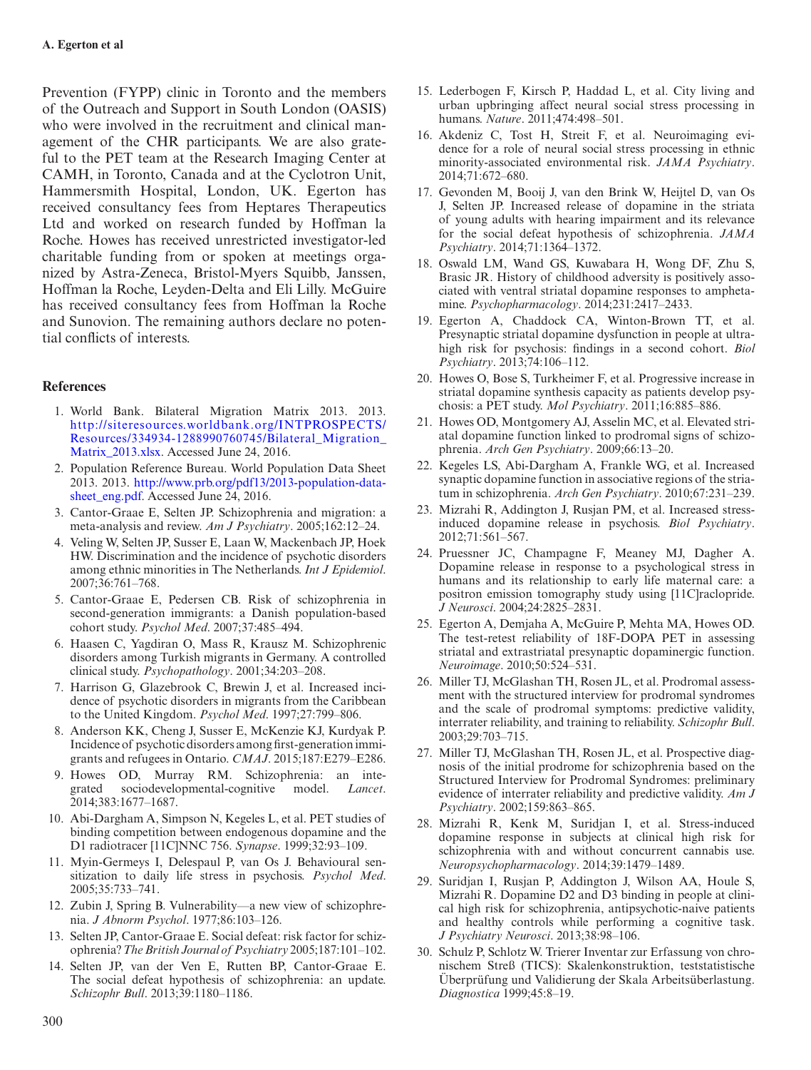Prevention (FYPP) clinic in Toronto and the members of the Outreach and Support in South London (OASIS) who were involved in the recruitment and clinical management of the CHR participants. We are also grateful to the PET team at the Research Imaging Center at CAMH, in Toronto, Canada and at the Cyclotron Unit, Hammersmith Hospital, London, UK. Egerton has received consultancy fees from Heptares Therapeutics Ltd and worked on research funded by Hoffman la Roche. Howes has received unrestricted investigator-led charitable funding from or spoken at meetings organized by Astra-Zeneca, Bristol-Myers Squibb, Janssen, Hoffman la Roche, Leyden-Delta and Eli Lilly. McGuire has received consultancy fees from Hoffman la Roche and Sunovion. The remaining authors declare no potential conflicts of interests.

## References

1. World Bank. Bilateral Migration Matrix 2013. 2013. http://siteresources.worldbank.org/INTPROSPECTS/Resources/334934-1288990760745/Bilateral_Migration_Matrix_2013.xlsx. Accessed June 24, 2016.
2. Population Reference Bureau. World Population Data Sheet 2013. 2013. http://www.prb.org/pdf13/2013-population-data-sheet_eng.pdf. Accessed June 24, 2016.
3. Cantor-Graae E, Selten JP. Schizophrenia and migration: a meta-analysis and review. *Am J Psychiatry*. 2005;162:12–24.
4. Veling W, Selten JP, Susser E, Laan W, Mackenbach JP, Hoek HW. Discrimination and the incidence of psychotic disorders among ethnic minorities in The Netherlands. *Int J Epidemiol*. 2007;36:761–768.
5. Cantor-Graae E, Pedersen CB. Risk of schizophrenia in second-generation immigrants: a Danish population-based cohort study. *Psychol Med*. 2007;37:485–494.
6. Haasen C, Yagdiran O, Mass R, Krausz M. Schizophrenic disorders among Turkish migrants in Germany. A controlled clinical study. *Psychopathology*. 2001;34:203–208.
7. Harrison G, Glazebrook C, Brewin J, et al. Increased incidence of psychotic disorders in migrants from the Caribbean to the United Kingdom. *Psychol Med*. 1997;27:799–806.
8. Anderson KK, Cheng J, Susser E, McKenzie KJ, Kurdyak P. Incidence of psychotic disorders among first-generation immigrants and refugees in Ontario. *CMAJ*. 2015;187:E279–E286.
9. Howes OD, Murray RM. Schizophrenia: an integrated sociodevelopmental-cognitive model. *Lancet*. 2014;383:1677–1687.
10. Abi-Dargham A, Simpson N, Kegeles L, et al. PET studies of binding competition between endogenous dopamine and the D1 radiotracer [11C]NNC 756. *Synapse*. 1999;32:93–109.
11. Myin-Germeys I, Delespaul P, van Os J. Behavioural sensitization to daily life stress in psychosis. *Psychol Med*. 2005;35:733–741.
12. Zubin J, Spring B. Vulnerability—a new view of schizophrenia. *J Abnorm Psychol*. 1977;86:103–126.
13. Selten JP, Cantor-Graae E. Social defeat: risk factor for schizophrenia? *The British Journal of Psychiatry* 2005;187:101–102.
14. Selten JP, van der Ven E, Rutten BP, Cantor-Graae E. The social defeat hypothesis of schizophrenia: an update. *Schizophr Bull*. 2013;39:1180–1186.
15. Lederbogen F, Kirsch P, Haddad L, et al. City living and urban upbringing affect neural social stress processing in humans. *Nature*. 2011;474:498–501.
16. Akdeniz C, Tost H, Streit F, et al. Neuroimaging evidence for a role of neural social stress processing in ethnic minority-associated environmental risk. *JAMA Psychiatry*. 2014;71:672–680.
17. Gevonden M, Booij J, van den Brink W, Heijtel D, van Os J, Selten JP. Increased release of dopamine in the striata of young adults with hearing impairment and its relevance for the social defeat hypothesis of schizophrenia. *JAMA Psychiatry*. 2014;71:1364–1372.
18. Oswald LM, Wand GS, Kuwabara H, Wong DF, Zhu S, Brasic JR. History of childhood adversity is positively associated with ventral striatal dopamine responses to amphetamine. *Psychopharmacology*. 2014;231:2417–2433.
19. Egerton A, Chaddock CA, Winton-Brown TT, et al. Presynaptic striatal dopamine dysfunction in people at ultra-high risk for psychosis: findings in a second cohort. *Biol Psychiatry*. 2013;74:106–112.
20. Howes O, Bose S, Turkheimer F, et al. Progressive increase in striatal dopamine synthesis capacity as patients develop psychosis: a PET study. *Mol Psychiatry*. 2011;16:885–886.
21. Howes OD, Montgomery AJ, Asselin MC, et al. Elevated striatal dopamine function linked to prodromal signs of schizophrenia. *Arch Gen Psychiatry*. 2009;66:13–20.
22. Kegeles LS, Abi-Dargham A, Frankle WG, et al. Increased synaptic dopamine function in associative regions of the striatum in schizophrenia. *Arch Gen Psychiatry*. 2010;67:231–239.
23. Mizrahi R, Addington J, Rusjan PM, et al. Increased stress-induced dopamine release in psychosis. *Biol Psychiatry*. 2012;71:561–567.
24. Pruessner JC, Champagne F, Meaney MJ, Dagher A. Dopamine release in response to a psychological stress in humans and its relationship to early life maternal care: a positron emission tomography study using [11C]raclopride. *J Neurosci*. 2004;24:2825–2831.
25. Egerton A, Demjaha A, McGuire P, Mehta MA, Howes OD. The test-retest reliability of 18F-DOPA PET in assessing striatal and extrastriatal presynaptic dopaminergic function. *Neuroimage*. 2010;50:524–531.
26. Miller TJ, McGlashan TH, Rosen JL, et al. Prodromal assessment with the structured interview for prodromal syndromes and the scale of prodromal symptoms: predictive validity, interrater reliability, and training to reliability. *Schizophr Bull*. 2003;29:703–715.
27. Miller TJ, McGlashan TH, Rosen JL, et al. Prospective diagnosis of the initial prodrome for schizophrenia based on the Structured Interview for Prodromal Syndromes: preliminary evidence of interrater reliability and predictive validity. *Am J Psychiatry*. 2002;159:863–865.
28. Mizrahi R, Kenk M, Suridjan I, et al. Stress-induced dopamine response in subjects at clinical high risk for schizophrenia with and without concurrent cannabis use. *Neuropsychopharmacology*. 2014;39:1479–1489.
29. Suridjan I, Rusjan P, Addington J, Wilson AA, Houle S, Mizrahi R. Dopamine D2 and D3 binding in people at clinical high risk for schizophrenia, antipsychotic-naive patients and healthy controls while performing a cognitive task. *J Psychiatry Neurosci*. 2013;38:98–106.
30. Schulz P, Schlotz W. Trierer Inventar zur Erfassung von chronischem Streß (TICS): Skalenkonstruktion, teststatistische Überprüfung und Validierung der Skala Arbeitsüberlastung. *Diagnostica* 1999;45:8–19.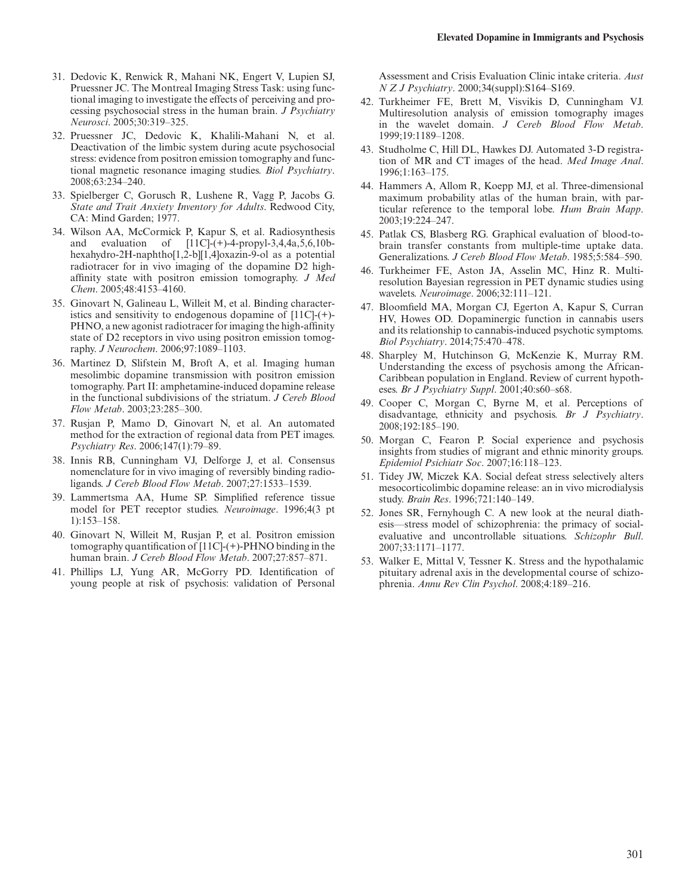31. Dedovic K, Renwick R, Mahani NK, Engert V, Lupien SJ, Pruessner JC. The Montreal Imaging Stress Task: using functional imaging to investigate the effects of perceiving and processing psychosocial stress in the human brain. *J Psychiatry Neurosci*. 2005;30:319–325.
32. Pruessner JC, Dedovic K, Khalili-Mahani N, et al. Deactivation of the limbic system during acute psychosocial stress: evidence from positron emission tomography and functional magnetic resonance imaging studies. *Biol Psychiatry*. 2008;63:234–240.
33. Spielberger C, Gorusch R, Lushene R, Vagg P, Jacobs G. *State and Trait Anxiety Inventory for Adults*. Redwood City, CA: Mind Garden; 1977.
34. Wilson AA, McCormick P, Kapur S, et al. Radiosynthesis and evaluation of [11C]-(+)-4-propyl-3,4,4a,5,6,10b-hexahydro-2H-naphtho[1,2-b][1,4]oxazin-9-ol as a potential radiotracer for in vivo imaging of the dopamine D2 high-affinity state with positron emission tomography. *J Med Chem*. 2005;48:4153–4160.
35. Ginovart N, Galineau L, Willeit M, et al. Binding characteristics and sensitivity to endogenous dopamine of [11C]-(+)-PHNO, a new agonist radiotracer for imaging the high-affinity state of D2 receptors in vivo using positron emission tomography. *J Neurochem*. 2006;97:1089–1103.
36. Martinez D, Slifstein M, Broft A, et al. Imaging human mesolimbic dopamine transmission with positron emission tomography. Part II: amphetamine-induced dopamine release in the functional subdivisions of the striatum. *J Cereb Blood Flow Metab*. 2003;23:285–300.
37. Rusjan P, Mamo D, Ginovart N, et al. An automated method for the extraction of regional data from PET images. *Psychiatry Res*. 2006;147(1):79–89.
38. Innis RB, Cunningham VJ, Delforge J, et al. Consensus nomenclature for in vivo imaging of reversibly binding radioligands. *J Cereb Blood Flow Metab*. 2007;27:1533–1539.
39. Lammertsma AA, Hume SP. Simplified reference tissue model for PET receptor studies. *Neuroimage*. 1996;4(3 pt 1):153–158.
40. Ginovart N, Willeit M, Rusjan P, et al. Positron emission tomography quantification of [11C]-(+)-PHNO binding in the human brain. *J Cereb Blood Flow Metab*. 2007;27:857–871.
41. Phillips LJ, Yung AR, McGorry PD. Identification of young people at risk of psychosis: validation of Personal Assessment and Crisis Evaluation Clinic intake criteria. *Aust N Z J Psychiatry*. 2000;34(suppl):S164–S169.
42. Turkheimer FE, Brett M, Visvikis D, Cunningham VJ. Multiresolution analysis of emission tomography images in the wavelet domain. *J Cereb Blood Flow Metab*. 1999;19:1189–1208.
43. Studholme C, Hill DL, Hawkes DJ. Automated 3-D registration of MR and CT images of the head. *Med Image Anal*. 1996;1:163–175.
44. Hammers A, Allom R, Koepp MJ, et al. Three-dimensional maximum probability atlas of the human brain, with particular reference to the temporal lobe. *Hum Brain Mapp*. 2003;19:224–247.
45. Patlak CS, Blasberg RG. Graphical evaluation of blood-to-brain transfer constants from multiple-time uptake data. Generalizations. *J Cereb Blood Flow Metab*. 1985;5:584–590.
46. Turkheimer FE, Aston JA, Asselin MC, Hinz R. Multi-resolution Bayesian regression in PET dynamic studies using wavelets. *Neuroimage*. 2006;32:111–121.
47. Bloomfield MA, Morgan CJ, Egerton A, Kapur S, Curran HV, Howes OD. Dopaminergic function in cannabis users and its relationship to cannabis-induced psychotic symptoms. *Biol Psychiatry*. 2014;75:470–478.
48. Sharpley M, Hutchinson G, McKenzie K, Murray RM. Understanding the excess of psychosis among the African-Caribbean population in England. Review of current hypotheses. *Br J Psychiatry Suppl*. 2001;40:s60–s68.
49. Cooper C, Morgan C, Byrne M, et al. Perceptions of disadvantage, ethnicity and psychosis. *Br J Psychiatry*. 2008;192:185–190.
50. Morgan C, Fearon P. Social experience and psychosis insights from studies of migrant and ethnic minority groups. *Epidemiol Psichiatr Soc*. 2007;16:118–123.
51. Tidey JW, Miczek KA. Social defeat stress selectively alters mesocorticolimbic dopamine release: an in vivo microdialysis study. *Brain Res*. 1996;721:140–149.
52. Jones SR, Fernyhough C. A new look at the neural diathesis—stress model of schizophrenia: the primacy of social-evaluative and uncontrollable situations. *Schizophr Bull*. 2007;33:1171–1177.
53. Walker E, Mittal V, Tessner K. Stress and the hypothalamic pituitary adrenal axis in the developmental course of schizophrenia. *Annu Rev Clin Psychol*. 2008;4:189–216.